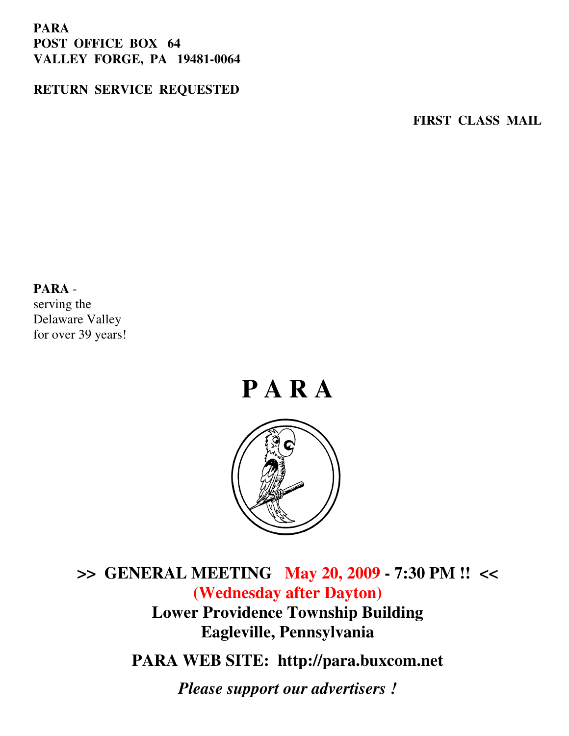**PARA**
**POST OFFICE BOX 64**
**VALLEY FORGE, PA 19481-0064**

**RETURN SERVICE REQUESTED**

**FIRST CLASS MAIL**

**PARA** -
serving the
Delaware Valley
for over 39 years!

# P A R A

## >> GENERAL MEETING May 20, 2009 - 7:30 PM !! <<

**(Wednesday after Dayton)**

**Lower Providence Township Building**
**Eagleville, Pennsylvania**

**PARA WEB SITE: http://para.buxcom.net**

***Please support our advertisers !***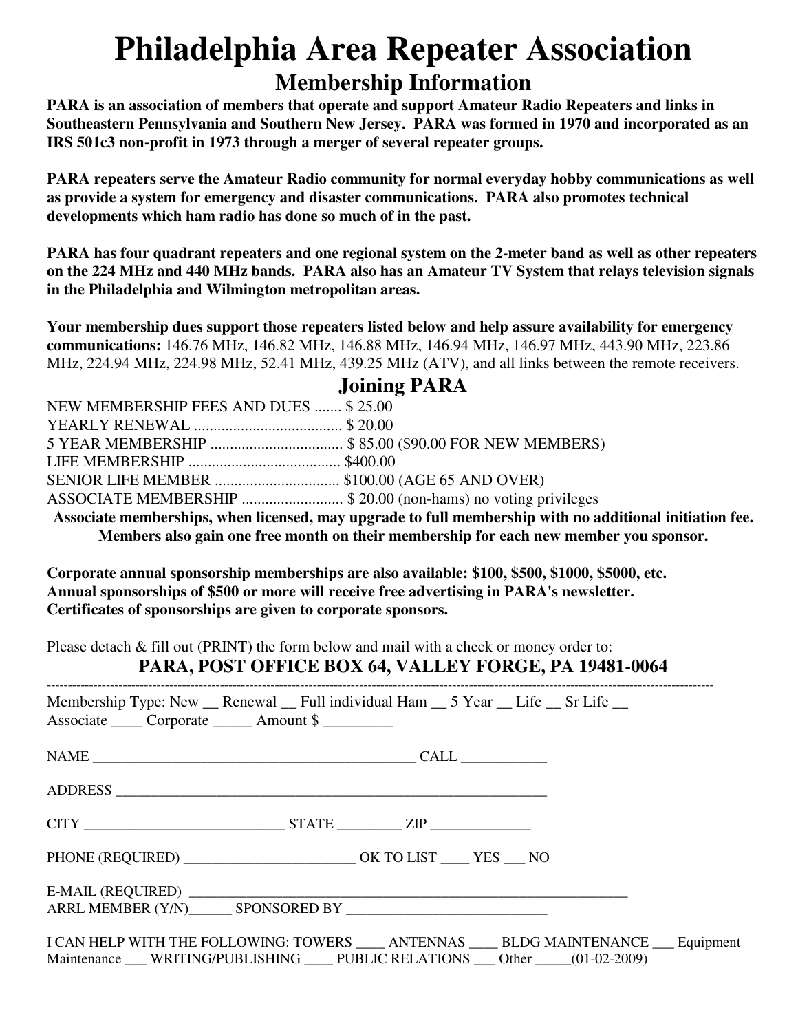# Philadelphia Area Repeater Association

## Membership Information

**PARA is an association of members that operate and support Amateur Radio Repeaters and links in Southeastern Pennsylvania and Southern New Jersey. PARA was formed in 1970 and incorporated as an IRS 501c3 non-profit in 1973 through a merger of several repeater groups.**

**PARA repeaters serve the Amateur Radio community for normal everyday hobby communications as well as provide a system for emergency and disaster communications. PARA also promotes technical developments which ham radio has done so much of in the past.**

**PARA has four quadrant repeaters and one regional system on the 2-meter band as well as other repeaters on the 224 MHz and 440 MHz bands. PARA also has an Amateur TV System that relays television signals in the Philadelphia and Wilmington metropolitan areas.**

**Your membership dues support those repeaters listed below and help assure availability for emergency communications:** 146.76 MHz, 146.82 MHz, 146.88 MHz, 146.94 MHz, 146.97 MHz, 443.90 MHz, 223.86 MHz, 224.94 MHz, 224.98 MHz, 52.41 MHz, 439.25 MHz (ATV), and all links between the remote receivers.

## Joining PARA

NEW MEMBERSHIP FEES AND DUES ....... $ 25.00
YEARLY RENEWAL ...................................... $ 20.00
5 YEAR MEMBERSHIP .................................. $ 85.00 ($90.00 FOR NEW MEMBERS)
LIFE MEMBERSHIP ....................................... $400.00
SENIOR LIFE MEMBER ................................ $100.00 (AGE 65 AND OVER)
ASSOCIATE MEMBERSHIP .......................... $ 20.00 (non-hams) no voting privileges

**Associate memberships, when licensed, may upgrade to full membership with no additional initiation fee. Members also gain one free month on their membership for each new member you sponsor.**

**Corporate annual sponsorship memberships are also available: $100, $500, $1000, $5000, etc.**
**Annual sponsorships of $500 or more will receive free advertising in PARA's newsletter.**
**Certificates of sponsorships are given to corporate sponsors.**

Please detach & fill out (PRINT) the form below and mail with a check or money order to:

**PARA, POST OFFICE BOX 64, VALLEY FORGE, PA 19481-0064**

---

Membership Type: New __ Renewal __ Full individual Ham __ 5 Year __ Life __ Sr Life __
Associate ____ Corporate _____ Amount $ _________

NAME _____________________________________________ CALL ___________

ADDRESS ____________________________________________________________

CITY ___________________________ STATE ________ ZIP _____________

PHONE (REQUIRED) _______________________ OK TO LIST ____ YES ___ NO

E-MAIL (REQUIRED) ____________________________________________________________
ARRL MEMBER (Y/N)______ SPONSORED BY ___________________________

I CAN HELP WITH THE FOLLOWING: TOWERS ____ ANTENNAS ____ BLDG MAINTENANCE ___ Equipment Maintenance ___ WRITING/PUBLISHING ____ PUBLIC RELATIONS ___ Other _____(01-02-2009)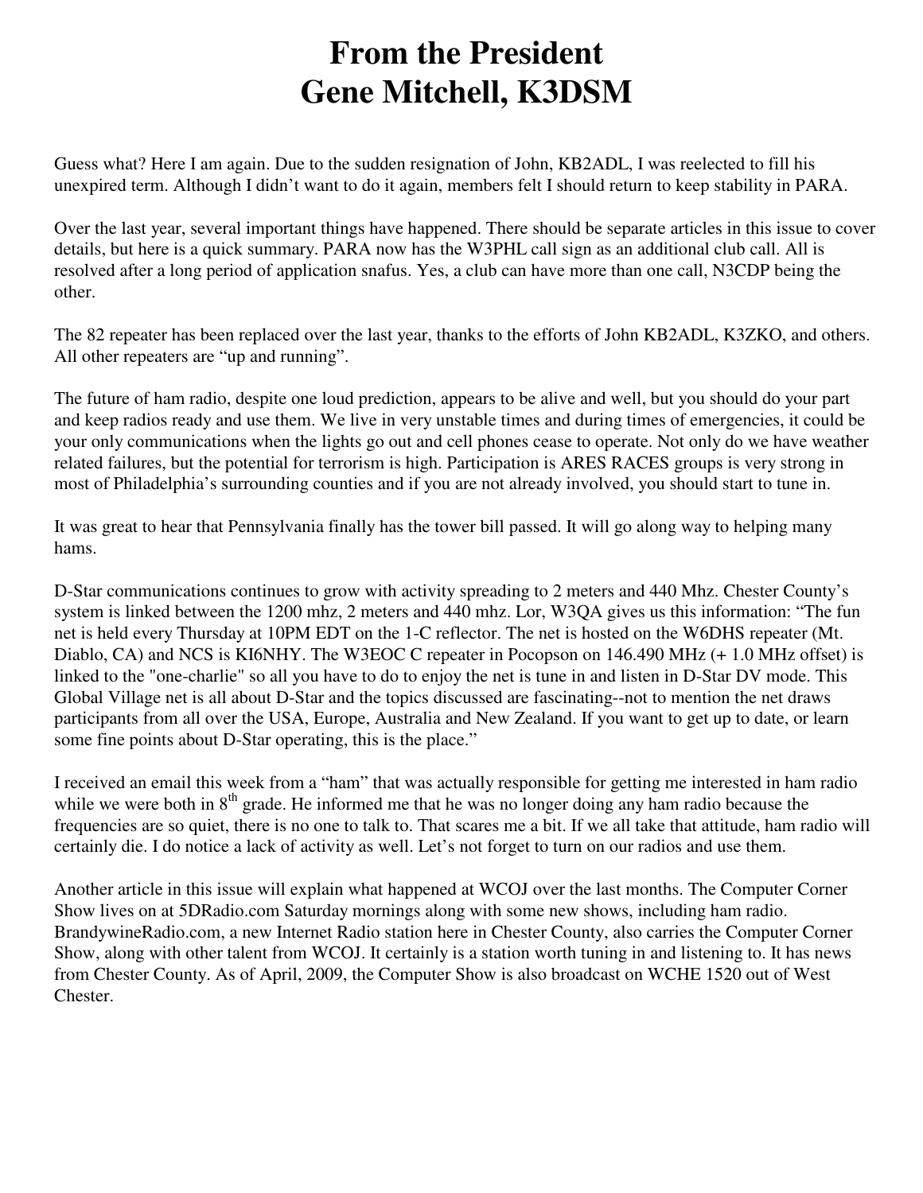# From the President
# Gene Mitchell, K3DSM

Guess what? Here I am again. Due to the sudden resignation of John, KB2ADL, I was reelected to fill his unexpired term. Although I didn't want to do it again, members felt I should return to keep stability in PARA.

Over the last year, several important things have happened. There should be separate articles in this issue to cover details, but here is a quick summary. PARA now has the W3PHL call sign as an additional club call. All is resolved after a long period of application snafus. Yes, a club can have more than one call, N3CDP being the other.

The 82 repeater has been replaced over the last year, thanks to the efforts of John KB2ADL, K3ZKO, and others. All other repeaters are "up and running".

The future of ham radio, despite one loud prediction, appears to be alive and well, but you should do your part and keep radios ready and use them. We live in very unstable times and during times of emergencies, it could be your only communications when the lights go out and cell phones cease to operate. Not only do we have weather related failures, but the potential for terrorism is high. Participation is ARES RACES groups is very strong in most of Philadelphia's surrounding counties and if you are not already involved, you should start to tune in.

It was great to hear that Pennsylvania finally has the tower bill passed. It will go along way to helping many hams.

D-Star communications continues to grow with activity spreading to 2 meters and 440 Mhz. Chester County's system is linked between the 1200 mhz, 2 meters and 440 mhz. Lor, W3QA gives us this information: "The fun net is held every Thursday at 10PM EDT on the 1-C reflector. The net is hosted on the W6DHS repeater (Mt. Diablo, CA) and NCS is KI6NHY. The W3EOC C repeater in Pocopson on 146.490 MHz (+ 1.0 MHz offset) is linked to the "one-charlie" so all you have to do to enjoy the net is tune in and listen in D-Star DV mode. This Global Village net is all about D-Star and the topics discussed are fascinating--not to mention the net draws participants from all over the USA, Europe, Australia and New Zealand. If you want to get up to date, or learn some fine points about D-Star operating, this is the place."

I received an email this week from a "ham" that was actually responsible for getting me interested in ham radio while we were both in 8th grade. He informed me that he was no longer doing any ham radio because the frequencies are so quiet, there is no one to talk to. That scares me a bit. If we all take that attitude, ham radio will certainly die. I do notice a lack of activity as well. Let's not forget to turn on our radios and use them.

Another article in this issue will explain what happened at WCOJ over the last months. The Computer Corner Show lives on at 5DRadio.com Saturday mornings along with some new shows, including ham radio. BrandywineRadio.com, a new Internet Radio station here in Chester County, also carries the Computer Corner Show, along with other talent from WCOJ. It certainly is a station worth tuning in and listening to. It has news from Chester County. As of April, 2009, the Computer Show is also broadcast on WCHE 1520 out of West Chester.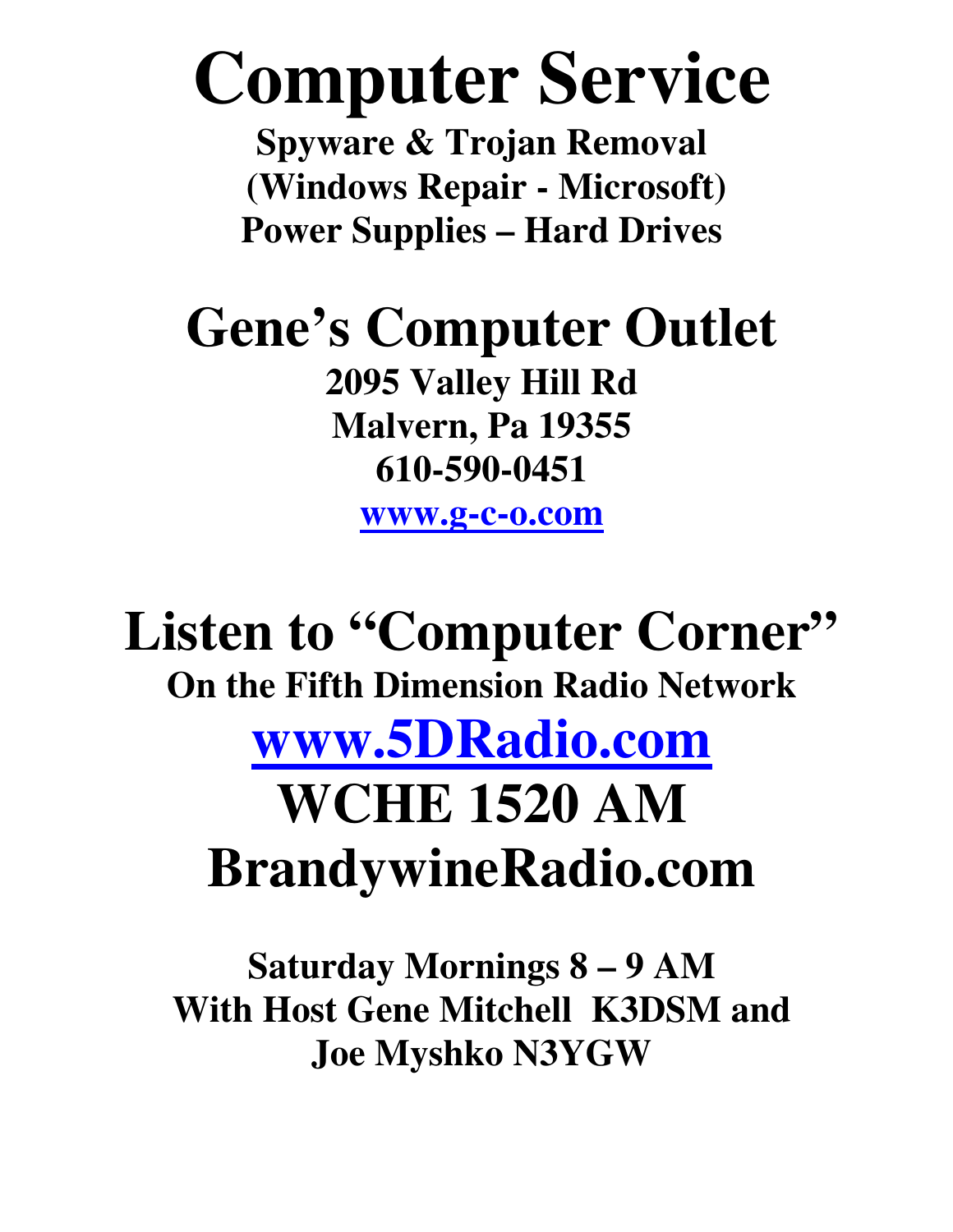# Computer Service

**Spyware & Trojan Removal**
**(Windows Repair - Microsoft)**
**Power Supplies – Hard Drives**

# Gene's Computer Outlet

**2095 Valley Hill Rd**
**Malvern, Pa 19355**
**610-590-0451**
**[www.g-c-o.com](http://www.g-c-o.com)**

# Listen to "Computer Corner"

**On the Fifth Dimension Radio Network**

# [www.5DRadio.com](http://www.5DRadio.com)

# WCHE 1520 AM

# BrandywineRadio.com

**Saturday Mornings 8 – 9 AM**
**With Host Gene Mitchell K3DSM and**
**Joe Myshko N3YGW**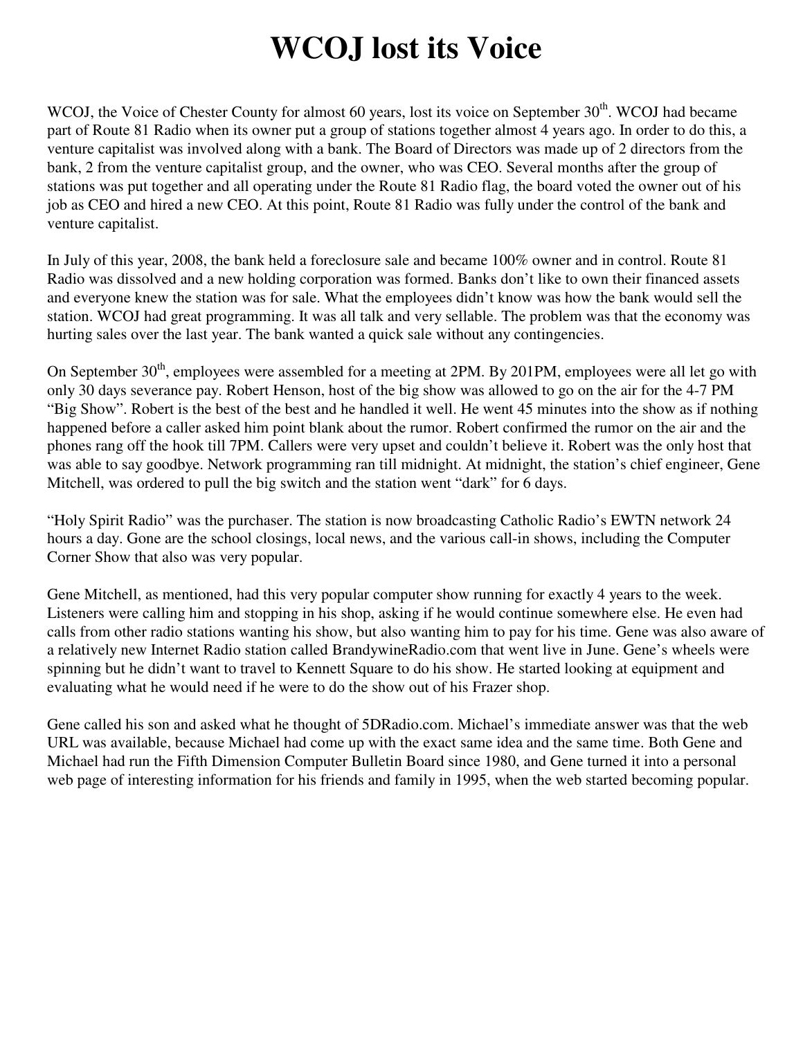# WCOJ lost its Voice

WCOJ, the Voice of Chester County for almost 60 years, lost its voice on September 30th. WCOJ had became part of Route 81 Radio when its owner put a group of stations together almost 4 years ago. In order to do this, a venture capitalist was involved along with a bank. The Board of Directors was made up of 2 directors from the bank, 2 from the venture capitalist group, and the owner, who was CEO. Several months after the group of stations was put together and all operating under the Route 81 Radio flag, the board voted the owner out of his job as CEO and hired a new CEO. At this point, Route 81 Radio was fully under the control of the bank and venture capitalist.

In July of this year, 2008, the bank held a foreclosure sale and became 100% owner and in control. Route 81 Radio was dissolved and a new holding corporation was formed. Banks don't like to own their financed assets and everyone knew the station was for sale. What the employees didn't know was how the bank would sell the station. WCOJ had great programming. It was all talk and very sellable. The problem was that the economy was hurting sales over the last year. The bank wanted a quick sale without any contingencies.

On September 30th, employees were assembled for a meeting at 2PM. By 201PM, employees were all let go with only 30 days severance pay. Robert Henson, host of the big show was allowed to go on the air for the 4-7 PM "Big Show". Robert is the best of the best and he handled it well. He went 45 minutes into the show as if nothing happened before a caller asked him point blank about the rumor. Robert confirmed the rumor on the air and the phones rang off the hook till 7PM. Callers were very upset and couldn't believe it. Robert was the only host that was able to say goodbye. Network programming ran till midnight. At midnight, the station's chief engineer, Gene Mitchell, was ordered to pull the big switch and the station went "dark" for 6 days.

"Holy Spirit Radio" was the purchaser. The station is now broadcasting Catholic Radio's EWTN network 24 hours a day. Gone are the school closings, local news, and the various call-in shows, including the Computer Corner Show that also was very popular.

Gene Mitchell, as mentioned, had this very popular computer show running for exactly 4 years to the week. Listeners were calling him and stopping in his shop, asking if he would continue somewhere else. He even had calls from other radio stations wanting his show, but also wanting him to pay for his time. Gene was also aware of a relatively new Internet Radio station called BrandywineRadio.com that went live in June. Gene's wheels were spinning but he didn't want to travel to Kennett Square to do his show. He started looking at equipment and evaluating what he would need if he were to do the show out of his Frazer shop.

Gene called his son and asked what he thought of 5DRadio.com. Michael's immediate answer was that the web URL was available, because Michael had come up with the exact same idea and the same time. Both Gene and Michael had run the Fifth Dimension Computer Bulletin Board since 1980, and Gene turned it into a personal web page of interesting information for his friends and family in 1995, when the web started becoming popular.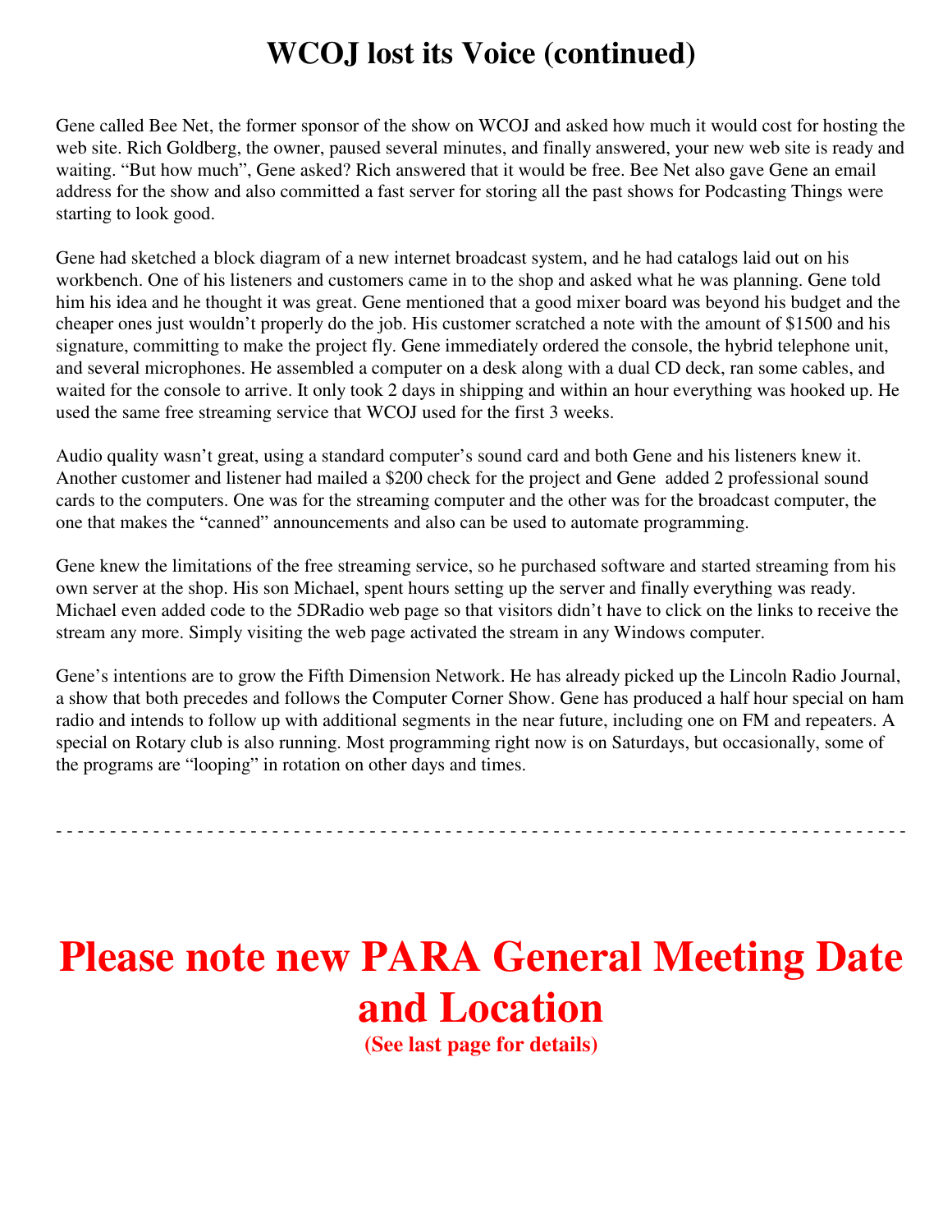# WCOJ lost its Voice (continued)

Gene called Bee Net, the former sponsor of the show on WCOJ and asked how much it would cost for hosting the web site. Rich Goldberg, the owner, paused several minutes, and finally answered, your new web site is ready and waiting. “But how much”, Gene asked? Rich answered that it would be free. Bee Net also gave Gene an email address for the show and also committed a fast server for storing all the past shows for Podcasting Things were starting to look good.

Gene had sketched a block diagram of a new internet broadcast system, and he had catalogs laid out on his workbench. One of his listeners and customers came in to the shop and asked what he was planning. Gene told him his idea and he thought it was great. Gene mentioned that a good mixer board was beyond his budget and the cheaper ones just wouldn’t properly do the job. His customer scratched a note with the amount of $1500 and his signature, committing to make the project fly. Gene immediately ordered the console, the hybrid telephone unit, and several microphones. He assembled a computer on a desk along with a dual CD deck, ran some cables, and waited for the console to arrive. It only took 2 days in shipping and within an hour everything was hooked up. He used the same free streaming service that WCOJ used for the first 3 weeks.

Audio quality wasn’t great, using a standard computer’s sound card and both Gene and his listeners knew it. Another customer and listener had mailed a $200 check for the project and Gene added 2 professional sound cards to the computers. One was for the streaming computer and the other was for the broadcast computer, the one that makes the “canned” announcements and also can be used to automate programming.

Gene knew the limitations of the free streaming service, so he purchased software and started streaming from his own server at the shop. His son Michael, spent hours setting up the server and finally everything was ready. Michael even added code to the 5DRadio web page so that visitors didn’t have to click on the links to receive the stream any more. Simply visiting the web page activated the stream in any Windows computer.

Gene’s intentions are to grow the Fifth Dimension Network. He has already picked up the Lincoln Radio Journal, a show that both precedes and follows the Computer Corner Show. Gene has produced a half hour special on ham radio and intends to follow up with additional segments in the near future, including one on FM and repeaters. A special on Rotary club is also running. Most programming right now is on Saturdays, but occasionally, some of the programs are “looping” in rotation on other days and times.

---

# Please note new PARA General Meeting Date and Location

**(See last page for details)**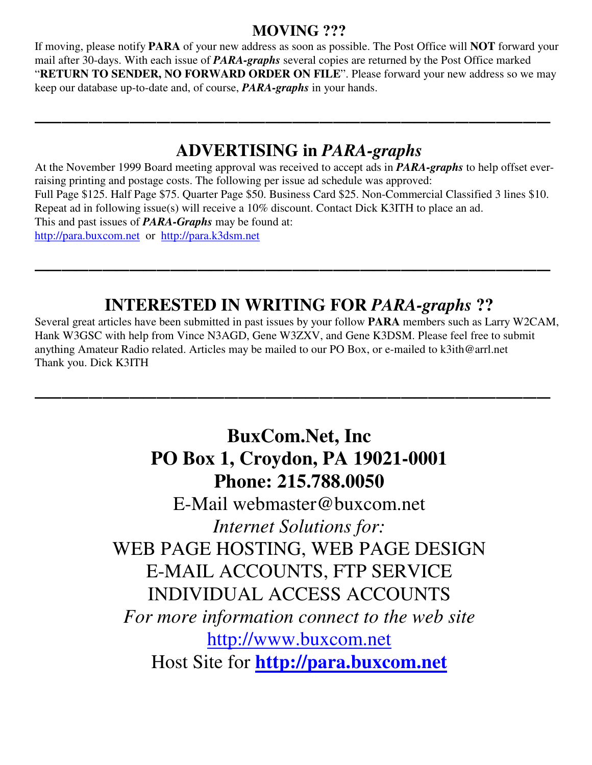## MOVING ???

If moving, please notify **PARA** of your new address as soon as possible. The Post Office will **NOT** forward your mail after 30-days. With each issue of ***PARA-graphs*** several copies are returned by the Post Office marked "**RETURN TO SENDER, NO FORWARD ORDER ON FILE**". Please forward your new address so we may keep our database up-to-date and, of course, ***PARA-graphs*** in your hands.

---

## ADVERTISING in *PARA-graphs*

At the November 1999 Board meeting approval was received to accept ads in ***PARA-graphs*** to help offset ever-raising printing and postage costs. The following per issue ad schedule was approved:
Full Page $125. Half Page $75. Quarter Page $50. Business Card $25. Non-Commercial Classified 3 lines $10.
Repeat ad in following issue(s) will receive a 10% discount. Contact Dick K3ITH to place an ad.
This and past issues of ***PARA-Graphs*** may be found at:
http://para.buxcom.net or http://para.k3dsm.net

---

## INTERESTED IN WRITING FOR *PARA-graphs* ??

Several great articles have been submitted in past issues by your follow **PARA** members such as Larry W2CAM, Hank W3GSC with help from Vince N3AGD, Gene W3ZXV, and Gene K3DSM. Please feel free to submit anything Amateur Radio related. Articles may be mailed to our PO Box, or e-mailed to k3ith@arrl.net
Thank you. Dick K3ITH

---

**BuxCom.Net, Inc**
**PO Box 1, Croydon, PA 19021-0001**
**Phone: 215.788.0050**
E-Mail webmaster@buxcom.net
*Internet Solutions for:*
WEB PAGE HOSTING, WEB PAGE DESIGN
E-MAIL ACCOUNTS, FTP SERVICE
INDIVIDUAL ACCESS ACCOUNTS
*For more information connect to the web site*
http://www.buxcom.net
Host Site for **http://para.buxcom.net**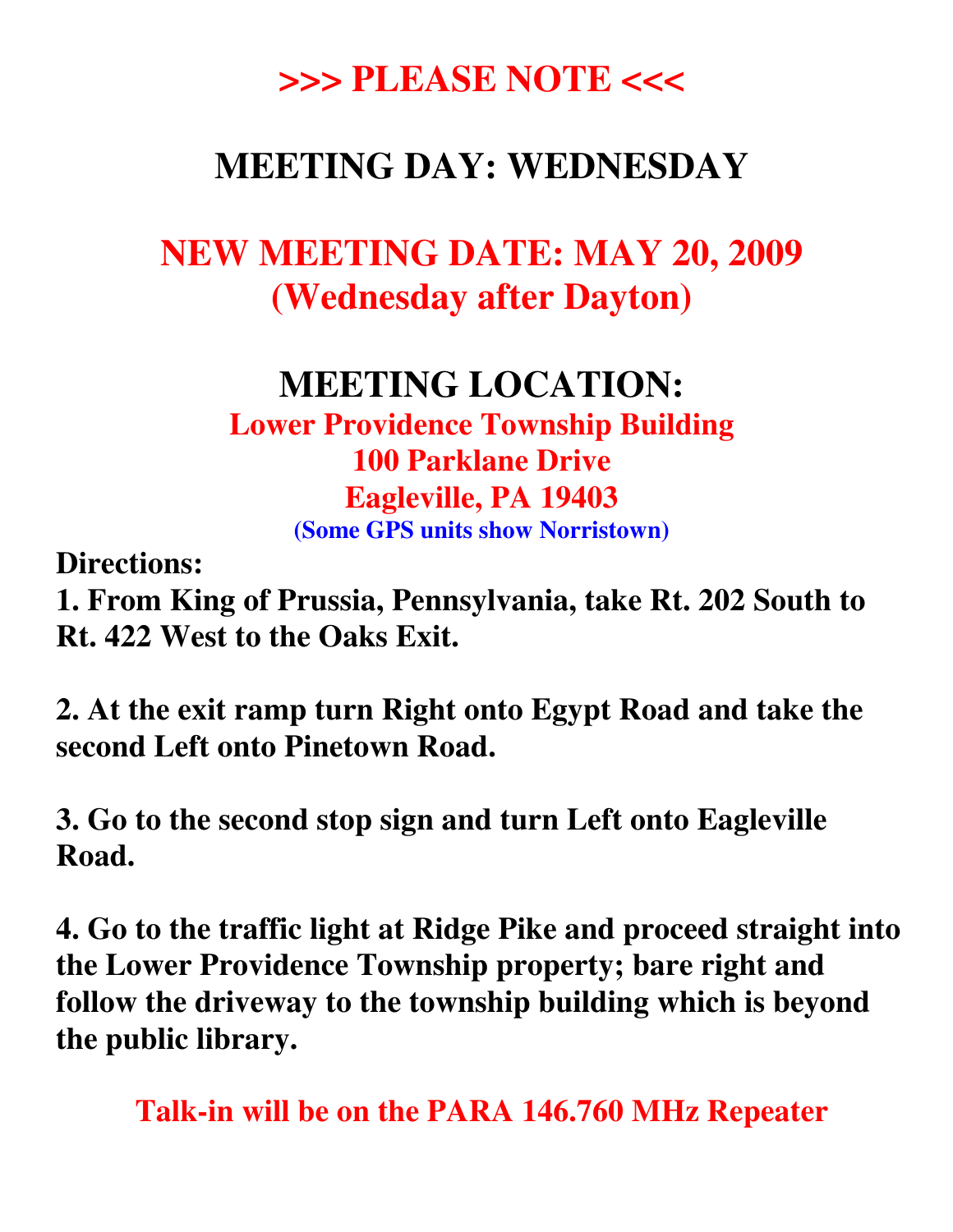# >>> PLEASE NOTE <<<

## MEETING DAY: WEDNESDAY

## NEW MEETING DATE: MAY 20, 2009
## (Wednesday after Dayton)

## MEETING LOCATION:

**Lower Providence Township Building**
**100 Parklane Drive**
**Eagleville, PA 19403**
**(Some GPS units show Norristown)**

**Directions:**

**1. From King of Prussia, Pennsylvania, take Rt. 202 South to Rt. 422 West to the Oaks Exit.**

**2. At the exit ramp turn Right onto Egypt Road and take the second Left onto Pinetown Road.**

**3. Go to the second stop sign and turn Left onto Eagleville Road.**

**4. Go to the traffic light at Ridge Pike and proceed straight into the Lower Providence Township property; bare right and follow the driveway to the township building which is beyond the public library.**

**Talk-in will be on the PARA 146.760 MHz Repeater**